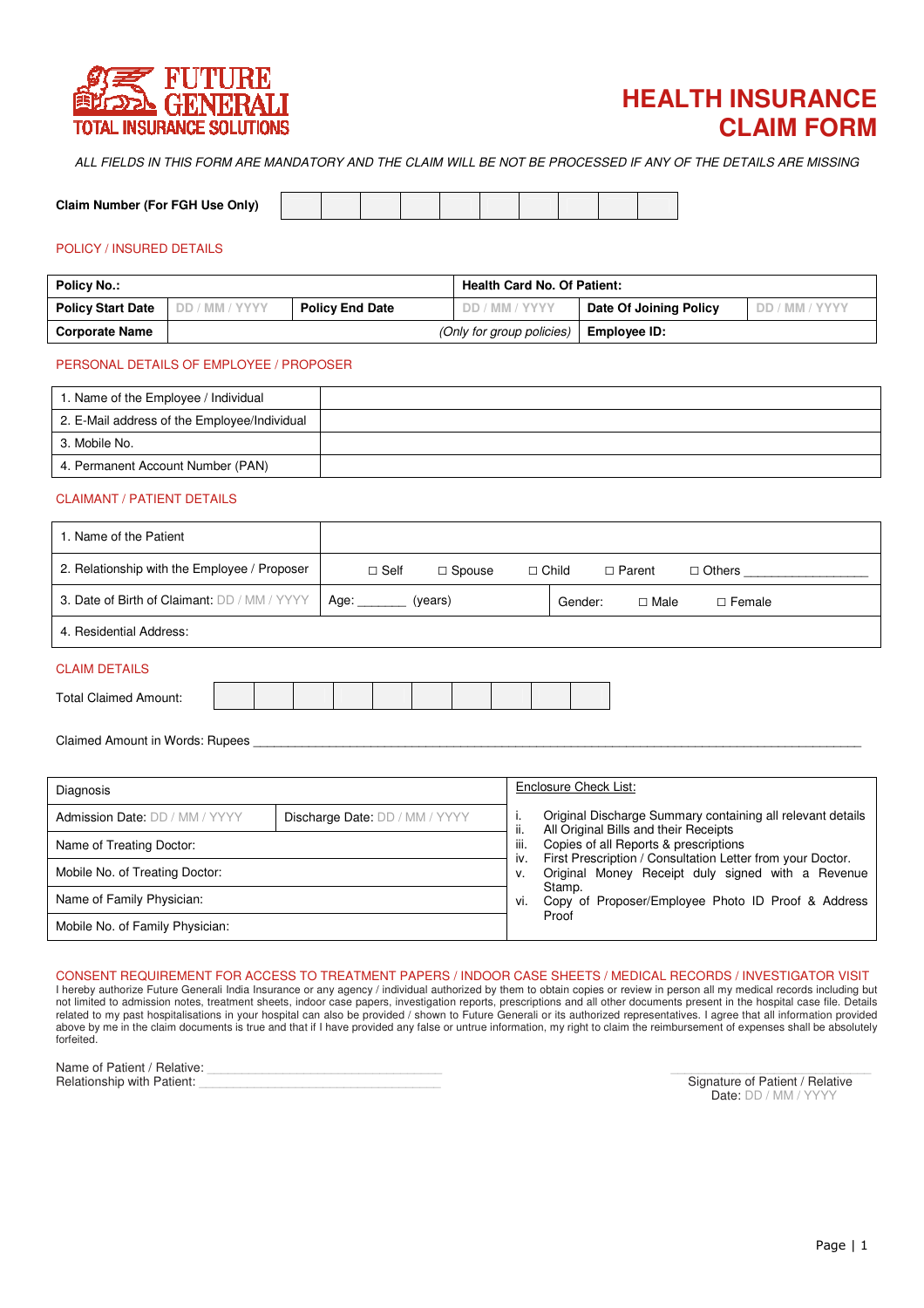FUTURE GENERALI
TOTAL INSURANCE SOLUTIONS

# HEALTH INSURANCE CLAIM FORM

*ALL FIELDS IN THIS FORM ARE MANDATORY AND THE CLAIM WILL BE NOT BE PROCESSED IF ANY OF THE DETAILS ARE MISSING*

**Claim Number (For FGH Use Only)**

| | | | | | | | | | |
|---|---|---|---|---|---|---|---|---|---|
| | | | | | | | | | |

## POLICY / INSURED DETAILS

| **Policy No.:** | | | | **Health Card No. Of Patient:** | |
|---|---|---|---|---|---|
| **Policy Start Date** | DD / MM / YYYY | **Policy End Date** | DD / MM / YYYY | **Date Of Joining Policy** | DD / MM / YYYY |
| **Corporate Name** | | | *(Only for group policies)* | **Employee ID:** | |

## PERSONAL DETAILS OF EMPLOYEE / PROPOSER

| | |
|---|---|
| 1. Name of the Employee / Individual | |
| 2. E-Mail address of the Employee/Individual | |
| 3. Mobile No. | |
| 4. Permanent Account Number (PAN) | |

## CLAIMANT / PATIENT DETAILS

| | | | |
|---|---|---|---|
| 1. Name of the Patient | | | |
| 2. Relationship with the Employee / Proposer | ☐ Self ☐ Spouse ☐ Child ☐ Parent ☐ Others __________________ | | |
| 3. Date of Birth of Claimant: DD / MM / YYYY | Age: _______ (years) | Gender: | ☐ Male ☐ Female |
| 4. Residential Address: | | | |

## CLAIM DETAILS

Total Claimed Amount:

| | | | | | | | | | |
|---|---|---|---|---|---|---|---|---|---|
| | | | | | | | | | |

Claimed Amount in Words: Rupees ____________________________________________________________________________________

| | | Enclosure Check List: |
|---|---|---|
| Diagnosis | | i. Original Discharge Summary containing all relevant details<br>ii. All Original Bills and their Receipts<br>iii. Copies of all Reports & prescriptions<br>iv. First Prescription / Consultation Letter from your Doctor.<br>v. Original Money Receipt duly signed with a Revenue Stamp.<br>vi. Copy of Proposer/Employee Photo ID Proof & Address Proof |
| Admission Date: DD / MM / YYYY | Discharge Date: DD / MM / YYYY | |
| Name of Treating Doctor: | | |
| Mobile No. of Treating Doctor: | | |
| Name of Family Physician: | | |
| Mobile No. of Family Physician: | | |

## CONSENT REQUIREMENT FOR ACCESS TO TREATMENT PAPERS / INDOOR CASE SHEETS / MEDICAL RECORDS / INVESTIGATOR VISIT

I hereby authorize Future Generali India Insurance or any agency / individual authorized by them to obtain copies or review in person all my medical records including but not limited to admission notes, treatment sheets, indoor case papers, investigation reports, prescriptions and all other documents present in the hospital case file. Details related to my past hospitalisations in your hospital can also be provided / shown to Future Generali or its authorized representatives. I agree that all information provided above by me in the claim documents is true and that if I have provided any false or untrue information, my right to claim the reimbursement of expenses shall be absolutely forfeited.

Name of Patient / Relative: ____________________________________
Relationship with Patient: ____________________________________

____________________________
Signature of Patient / Relative
Date: DD / MM / YYYY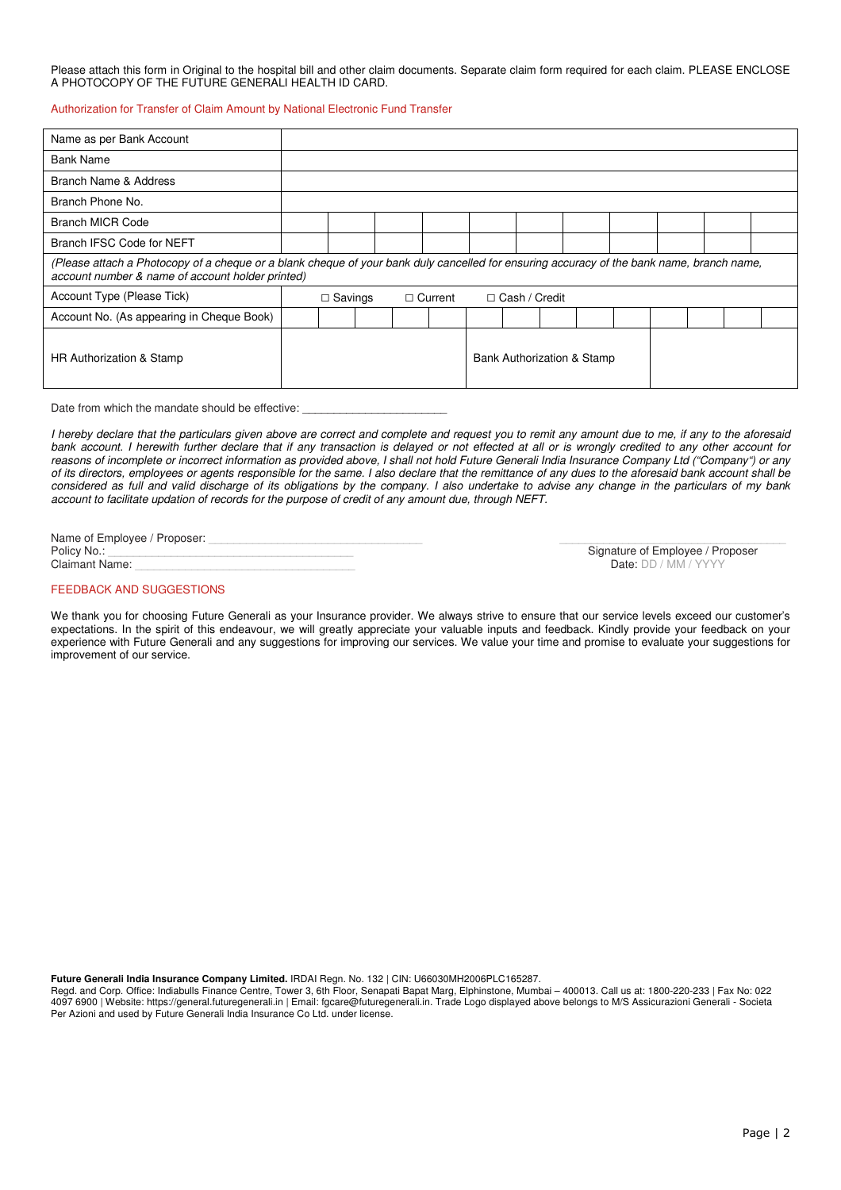Please attach this form in Original to the hospital bill and other claim documents. Separate claim form required for each claim. PLEASE ENCLOSE A PHOTOCOPY OF THE FUTURE GENERALI HEALTH ID CARD.

## Authorization for Transfer of Claim Amount by National Electronic Fund Transfer

| | |
|---|---|
| Name as per Bank Account | |
| Bank Name | |
| Branch Name & Address | |
| Branch Phone No. | |
| Branch MICR Code | |
| Branch IFSC Code for NEFT | |
| *(Please attach a Photocopy of a cheque or a blank cheque of your bank duly cancelled for ensuring accuracy of the bank name, branch name, account number & name of account holder printed)* | |
| Account Type (Please Tick) | □ Savings □ Current □ Cash / Credit |
| Account No. (As appearing in Cheque Book) | |
| HR Authorization & Stamp | Bank Authorization & Stamp |

Date from which the mandate should be effective: _______________________

*I hereby declare that the particulars given above are correct and complete and request you to remit any amount due to me, if any to the aforesaid bank account. I herewith further declare that if any transaction is delayed or not effected at all or is wrongly credited to any other account for reasons of incomplete or incorrect information as provided above, I shall not hold Future Generali India Insurance Company Ltd ("Company") or any of its directors, employees or agents responsible for the same. I also declare that the remittance of any dues to the aforesaid bank account shall be considered as full and valid discharge of its obligations by the company. I also undertake to advise any change in the particulars of my bank account to facilitate updation of records for the purpose of credit of any amount due, through NEFT.*

Name of Employee / Proposer: ___________________________________
Policy No.: _______________________________________
Claimant Name: ____________________________________

_______________________________________
Signature of Employee / Proposer
Date: DD / MM / YYYY

## FEEDBACK AND SUGGESTIONS

We thank you for choosing Future Generali as your Insurance provider. We always strive to ensure that our service levels exceed our customer's expectations. In the spirit of this endeavour, we will greatly appreciate your valuable inputs and feedback. Kindly provide your feedback on your experience with Future Generali and any suggestions for improving our services. We value your time and promise to evaluate your suggestions for improvement of our service.

**Future Generali India Insurance Company Limited.** IRDAI Regn. No. 132 | CIN: U66030MH2006PLC165287.
Regd. and Corp. Office: Indiabulls Finance Centre, Tower 3, 6th Floor, Senapati Bapat Marg, Elphinstone, Mumbai – 400013. Call us at: 1800-220-233 | Fax No: 022 4097 6900 | Website: https://general.futuregenerali.in | Email: fgcare@futuregenerali.in. Trade Logo displayed above belongs to M/S Assicurazioni Generali - Societa Per Azioni and used by Future Generali India Insurance Co Ltd. under license.